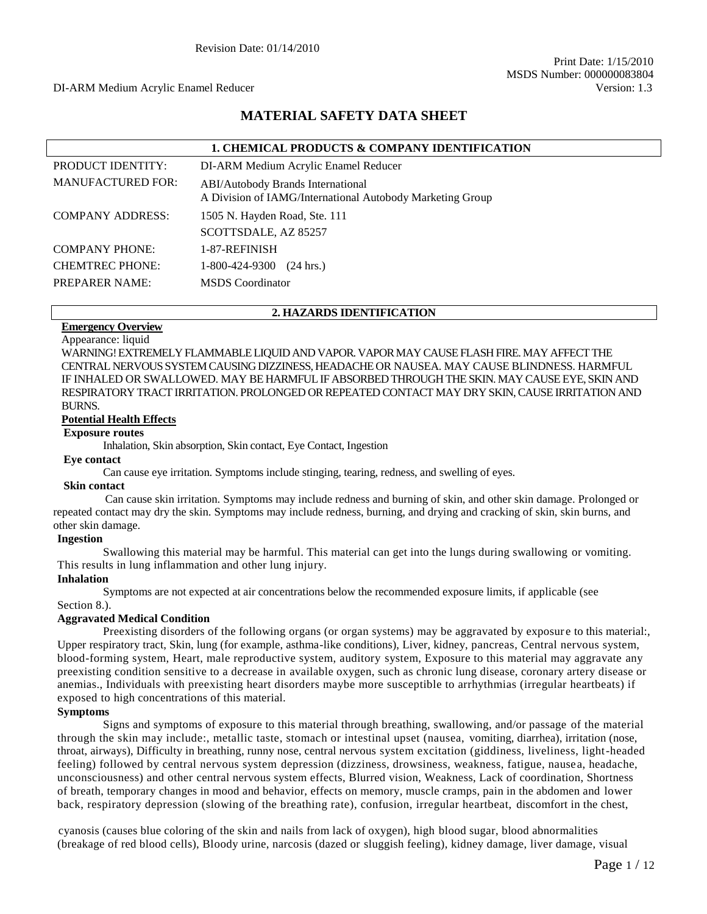Revision Date: 01/14/2010

Print Date: 1/15/2010
MSDS Number: 000000083804
Version: 1.3

DI-ARM Medium Acrylic Enamel Reducer

# MATERIAL SAFETY DATA SHEET

## 1. CHEMICAL PRODUCTS & COMPANY IDENTIFICATION

| | |
|---|---|
| PRODUCT IDENTITY: | DI-ARM Medium Acrylic Enamel Reducer |
| MANUFACTURED FOR: | ABI/Autobody Brands International<br>A Division of IAMG/International Autobody Marketing Group |
| COMPANY ADDRESS: | 1505 N. Hayden Road, Ste. 111<br>SCOTTSDALE, AZ 85257 |
| COMPANY PHONE: | 1-87-REFINISH |
| CHEMTREC PHONE: | 1-800-424-9300 (24 hrs.) |
| PREPARER NAME: | MSDS Coordinator |

## 2. HAZARDS IDENTIFICATION

**Emergency Overview**

Appearance: liquid

WARNING! EXTREMELY FLAMMABLE LIQUID AND VAPOR. VAPOR MAY CAUSE FLASH FIRE. MAY AFFECT THE CENTRAL NERVOUS SYSTEM CAUSING DIZZINESS, HEADACHE OR NAUSEA. MAY CAUSE BLINDNESS. HARMFUL IF INHALED OR SWALLOWED. MAY BE HARMFUL IF ABSORBED THROUGH THE SKIN. MAY CAUSE EYE, SKIN AND RESPIRATORY TRACT IRRITATION. PROLONGED OR REPEATED CONTACT MAY DRY SKIN, CAUSE IRRITATION AND BURNS.

**Potential Health Effects**

**Exposure routes**

Inhalation, Skin absorption, Skin contact, Eye Contact, Ingestion

**Eye contact**

Can cause eye irritation. Symptoms include stinging, tearing, redness, and swelling of eyes.

**Skin contact**

Can cause skin irritation. Symptoms may include redness and burning of skin, and other skin damage. Prolonged or repeated contact may dry the skin. Symptoms may include redness, burning, and drying and cracking of skin, skin burns, and other skin damage.

**Ingestion**

Swallowing this material may be harmful. This material can get into the lungs during swallowing or vomiting. This results in lung inflammation and other lung injury.

**Inhalation**

Symptoms are not expected at air concentrations below the recommended exposure limits, if applicable (see Section 8.).

**Aggravated Medical Condition**

Preexisting disorders of the following organs (or organ systems) may be aggravated by exposure to this material:, Upper respiratory tract, Skin, lung (for example, asthma-like conditions), Liver, kidney, pancreas, Central nervous system, blood-forming system, Heart, male reproductive system, auditory system, Exposure to this material may aggravate any preexisting condition sensitive to a decrease in available oxygen, such as chronic lung disease, coronary artery disease or anemias., Individuals with preexisting heart disorders maybe more susceptible to arrhythmias (irregular heartbeats) if exposed to high concentrations of this material.

**Symptoms**

Signs and symptoms of exposure to this material through breathing, swallowing, and/or passage of the material through the skin may include:, metallic taste, stomach or intestinal upset (nausea, vomiting, diarrhea), irritation (nose, throat, airways), Difficulty in breathing, runny nose, central nervous system excitation (giddiness, liveliness, light-headed feeling) followed by central nervous system depression (dizziness, drowsiness, weakness, fatigue, nausea, headache, unconsciousness) and other central nervous system effects, Blurred vision, Weakness, Lack of coordination, Shortness of breath, temporary changes in mood and behavior, effects on memory, muscle cramps, pain in the abdomen and lower back, respiratory depression (slowing of the breathing rate), confusion, irregular heartbeat, discomfort in the chest, cyanosis (causes blue coloring of the skin and nails from lack of oxygen), high blood sugar, blood abnormalities (breakage of red blood cells), Bloody urine, narcosis (dazed or sluggish feeling), kidney damage, liver damage, visual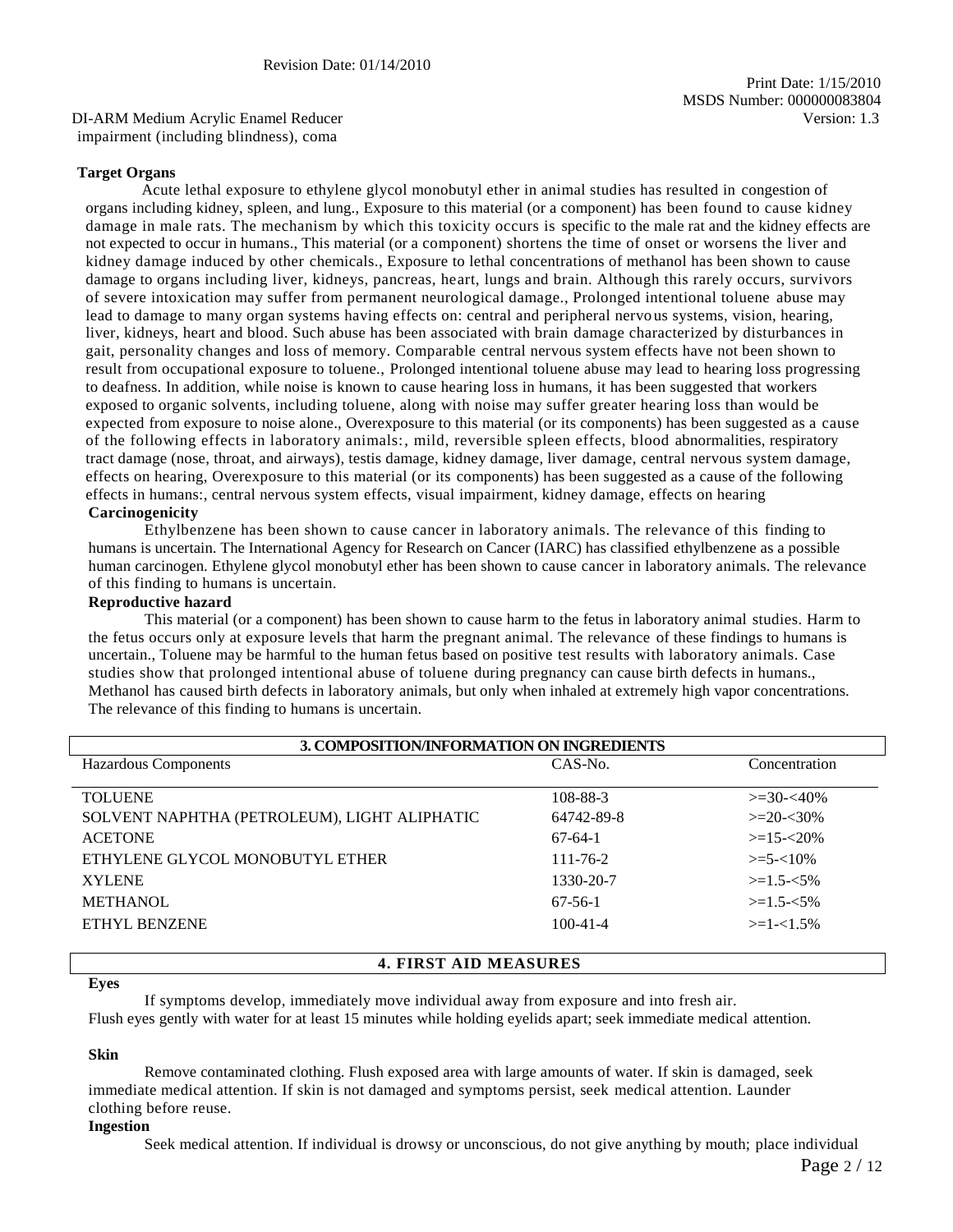impairment (including blindness), coma

**Target Organs**

Acute lethal exposure to ethylene glycol monobutyl ether in animal studies has resulted in congestion of organs including kidney, spleen, and lung., Exposure to this material (or a component) has been found to cause kidney damage in male rats. The mechanism by which this toxicity occurs is specific to the male rat and the kidney effects are not expected to occur in humans., This material (or a component) shortens the time of onset or worsens the liver and kidney damage induced by other chemicals., Exposure to lethal concentrations of methanol has been shown to cause damage to organs including liver, kidneys, pancreas, heart, lungs and brain. Although this rarely occurs, survivors of severe intoxication may suffer from permanent neurological damage., Prolonged intentional toluene abuse may lead to damage to many organ systems having effects on: central and peripheral nervous systems, vision, hearing, liver, kidneys, heart and blood. Such abuse has been associated with brain damage characterized by disturbances in gait, personality changes and loss of memory. Comparable central nervous system effects have not been shown to result from occupational exposure to toluene., Prolonged intentional toluene abuse may lead to hearing loss progressing to deafness. In addition, while noise is known to cause hearing loss in humans, it has been suggested that workers exposed to organic solvents, including toluene, along with noise may suffer greater hearing loss than would be expected from exposure to noise alone., Overexposure to this material (or its components) has been suggested as a cause of the following effects in laboratory animals:, mild, reversible spleen effects, blood abnormalities, respiratory tract damage (nose, throat, and airways), testis damage, kidney damage, liver damage, central nervous system damage, effects on hearing, Overexposure to this material (or its components) has been suggested as a cause of the following effects in humans:, central nervous system effects, visual impairment, kidney damage, effects on hearing

**Carcinogenicity**

Ethylbenzene has been shown to cause cancer in laboratory animals. The relevance of this finding to humans is uncertain. The International Agency for Research on Cancer (IARC) has classified ethylbenzene as a possible human carcinogen. Ethylene glycol monobutyl ether has been shown to cause cancer in laboratory animals. The relevance of this finding to humans is uncertain.

**Reproductive hazard**

This material (or a component) has been shown to cause harm to the fetus in laboratory animal studies. Harm to the fetus occurs only at exposure levels that harm the pregnant animal. The relevance of these findings to humans is uncertain., Toluene may be harmful to the human fetus based on positive test results with laboratory animals. Case studies show that prolonged intentional abuse of toluene during pregnancy can cause birth defects in humans., Methanol has caused birth defects in laboratory animals, but only when inhaled at extremely high vapor concentrations. The relevance of this finding to humans is uncertain.

## 3. COMPOSITION/INFORMATION ON INGREDIENTS

| Hazardous Components | CAS-No. | Concentration |
|---|---|---|
| TOLUENE | 108-88-3 | >=30-<40% |
| SOLVENT NAPHTHA (PETROLEUM), LIGHT ALIPHATIC | 64742-89-8 | >=20-<30% |
| ACETONE | 67-64-1 | >=15-<20% |
| ETHYLENE GLYCOL MONOBUTYL ETHER | 111-76-2 | >=5-<10% |
| XYLENE | 1330-20-7 | >=1.5-<5% |
| METHANOL | 67-56-1 | >=1.5-<5% |
| ETHYL BENZENE | 100-41-4 | >=1-<1.5% |

## 4. FIRST AID MEASURES

**Eyes**

If symptoms develop, immediately move individual away from exposure and into fresh air. Flush eyes gently with water for at least 15 minutes while holding eyelids apart; seek immediate medical attention.

**Skin**

Remove contaminated clothing. Flush exposed area with large amounts of water. If skin is damaged, seek immediate medical attention. If skin is not damaged and symptoms persist, seek medical attention. Launder clothing before reuse.

**Ingestion**

Seek medical attention. If individual is drowsy or unconscious, do not give anything by mouth; place individual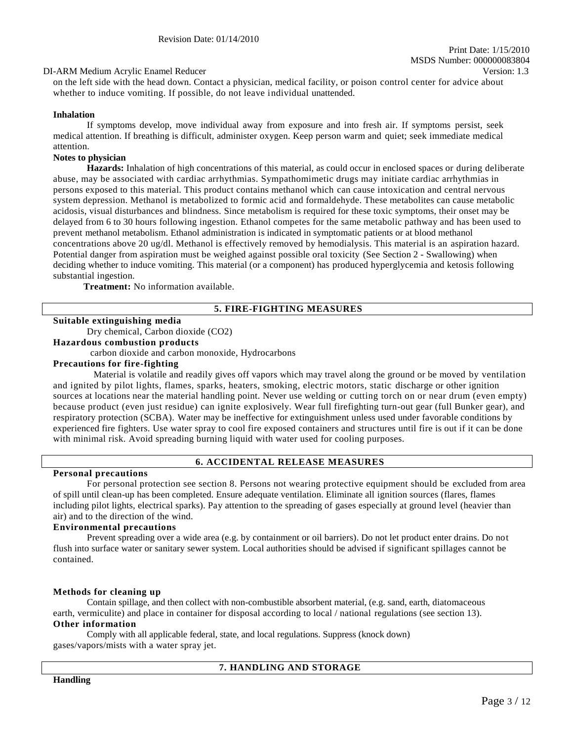on the left side with the head down. Contact a physician, medical facility, or poison control center for advice about whether to induce vomiting. If possible, do not leave individual unattended.

**Inhalation**

If symptoms develop, move individual away from exposure and into fresh air. If symptoms persist, seek medical attention. If breathing is difficult, administer oxygen. Keep person warm and quiet; seek immediate medical attention.

**Notes to physician**

**Hazards:** Inhalation of high concentrations of this material, as could occur in enclosed spaces or during deliberate abuse, may be associated with cardiac arrhythmias. Sympathomimetic drugs may initiate cardiac arrhythmias in persons exposed to this material. This product contains methanol which can cause intoxication and central nervous system depression. Methanol is metabolized to formic acid and formaldehyde. These metabolites can cause metabolic acidosis, visual disturbances and blindness. Since metabolism is required for these toxic symptoms, their onset may be delayed from 6 to 30 hours following ingestion. Ethanol competes for the same metabolic pathway and has been used to prevent methanol metabolism. Ethanol administration is indicated in symptomatic patients or at blood methanol concentrations above 20 ug/dl. Methanol is effectively removed by hemodialysis. This material is an aspiration hazard. Potential danger from aspiration must be weighed against possible oral toxicity (See Section 2 - Swallowing) when deciding whether to induce vomiting. This material (or a component) has produced hyperglycemia and ketosis following substantial ingestion.

**Treatment:** No information available.

## 5. FIRE-FIGHTING MEASURES

**Suitable extinguishing media**

Dry chemical, Carbon dioxide ($CO_2$)

**Hazardous combustion products**

carbon dioxide and carbon monoxide, Hydrocarbons

**Precautions for fire-fighting**

Material is volatile and readily gives off vapors which may travel along the ground or be moved by ventilation and ignited by pilot lights, flames, sparks, heaters, smoking, electric motors, static discharge or other ignition sources at locations near the material handling point. Never use welding or cutting torch on or near drum (even empty) because product (even just residue) can ignite explosively. Wear full firefighting turn-out gear (full Bunker gear), and respiratory protection (SCBA). Water may be ineffective for extinguishment unless used under favorable conditions by experienced fire fighters. Use water spray to cool fire exposed containers and structures until fire is out if it can be done with minimal risk. Avoid spreading burning liquid with water used for cooling purposes.

## 6. ACCIDENTAL RELEASE MEASURES

**Personal precautions**

For personal protection see section 8. Persons not wearing protective equipment should be excluded from area of spill until clean-up has been completed. Ensure adequate ventilation. Eliminate all ignition sources (flares, flames including pilot lights, electrical sparks). Pay attention to the spreading of gases especially at ground level (heavier than air) and to the direction of the wind.

**Environmental precautions**

Prevent spreading over a wide area (e.g. by containment or oil barriers). Do not let product enter drains. Do not flush into surface water or sanitary sewer system. Local authorities should be advised if significant spillages cannot be contained.

**Methods for cleaning up**

Contain spillage, and then collect with non-combustible absorbent material, (e.g. sand, earth, diatomaceous earth, vermiculite) and place in container for disposal according to local / national regulations (see section 13).

**Other information**

Comply with all applicable federal, state, and local regulations. Suppress (knock down) gases/vapors/mists with a water spray jet.

## 7. HANDLING AND STORAGE

**Handling**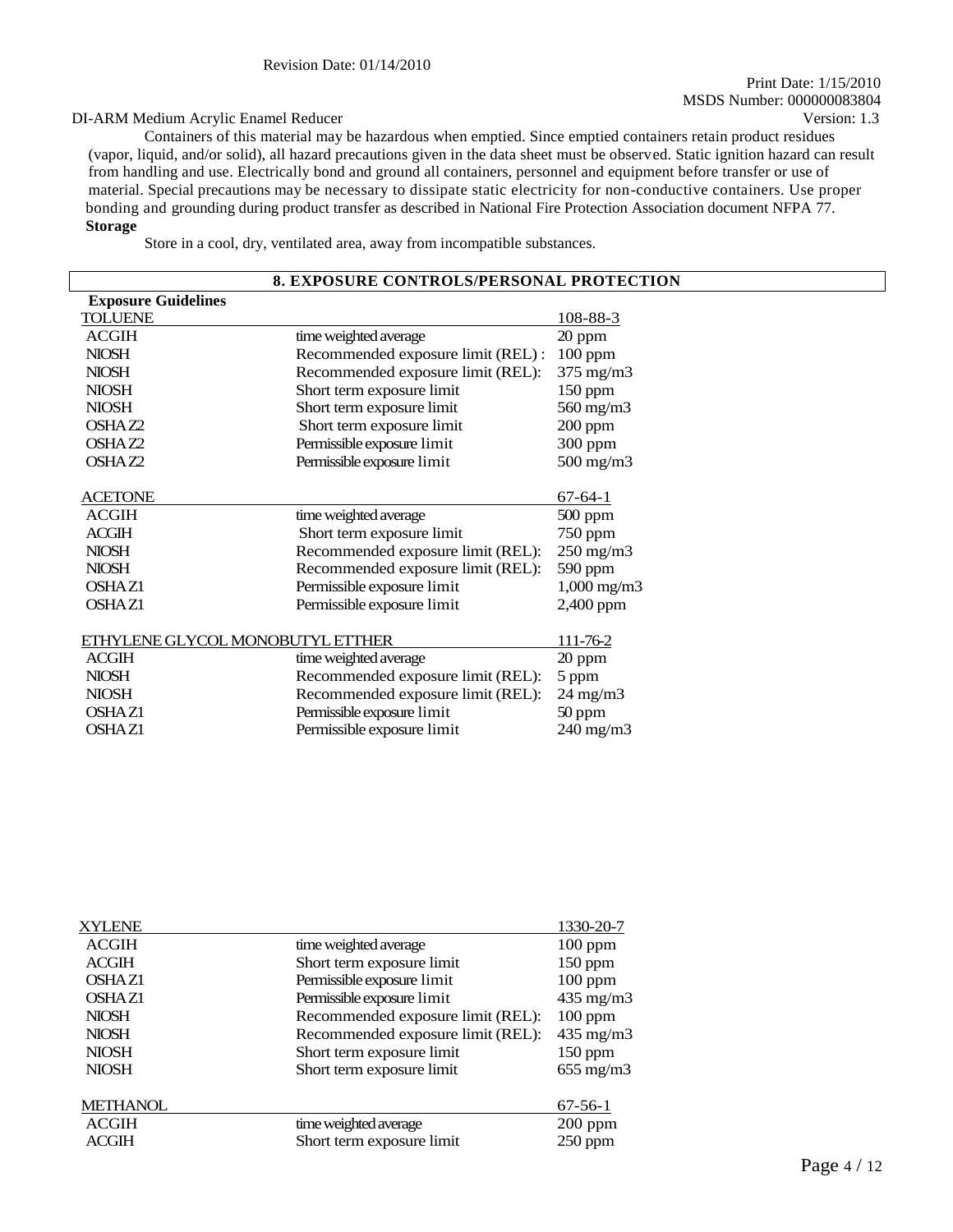Containers of this material may be hazardous when emptied. Since emptied containers retain product residues (vapor, liquid, and/or solid), all hazard precautions given in the data sheet must be observed. Static ignition hazard can result from handling and use. Electrically bond and ground all containers, personnel and equipment before transfer or use of material. Special precautions may be necessary to dissipate static electricity for non-conductive containers. Use proper bonding and grounding during product transfer as described in National Fire Protection Association document NFPA 77.

**Storage**

Store in a cool, dry, ventilated area, away from incompatible substances.

## 8. EXPOSURE CONTROLS/PERSONAL PROTECTION

**Exposure Guidelines**

| TOLUENE | | 108-88-3 |
|---|---|---|
| ACGIH | time weighted average | 20 ppm |
| NIOSH | Recommended exposure limit (REL) : | 100 ppm |
| NIOSH | Recommended exposure limit (REL): | 375 mg/m3 |
| NIOSH | Short term exposure limit | 150 ppm |
| NIOSH | Short term exposure limit | 560 mg/m3 |
| OSHA Z2 | Short term exposure limit | 200 ppm |
| OSHA Z2 | Permissible exposure limit | 300 ppm |
| OSHA Z2 | Permissible exposure limit | 500 mg/m3 |

| ACETONE | | 67-64-1 |
|---|---|---|
| ACGIH | time weighted average | 500 ppm |
| ACGIH | Short term exposure limit | 750 ppm |
| NIOSH | Recommended exposure limit (REL): | 250 mg/m3 |
| NIOSH | Recommended exposure limit (REL): | 590 ppm |
| OSHA Z1 | Permissible exposure limit | 1,000 mg/m3 |
| OSHA Z1 | Permissible exposure limit | 2,400 ppm |

| ETHYLENE GLYCOL MONOBUTYL ETTHER | | 111-76-2 |
|---|---|---|
| ACGIH | time weighted average | 20 ppm |
| NIOSH | Recommended exposure limit (REL): | 5 ppm |
| NIOSH | Recommended exposure limit (REL): | 24 mg/m3 |
| OSHA Z1 | Permissible exposure limit | 50 ppm |
| OSHA Z1 | Permissible exposure limit | 240 mg/m3 |

| XYLENE | | 1330-20-7 |
|---|---|---|
| ACGIH | time weighted average | 100 ppm |
| ACGIH | Short term exposure limit | 150 ppm |
| OSHA Z1 | Permissible exposure limit | 100 ppm |
| OSHA Z1 | Permissible exposure limit | 435 mg/m3 |
| NIOSH | Recommended exposure limit (REL): | 100 ppm |
| NIOSH | Recommended exposure limit (REL): | 435 mg/m3 |
| NIOSH | Short term exposure limit | 150 ppm |
| NIOSH | Short term exposure limit | 655 mg/m3 |

| METHANOL | | 67-56-1 |
|---|---|---|
| ACGIH | time weighted average | 200 ppm |
| ACGIH | Short term exposure limit | 250 ppm |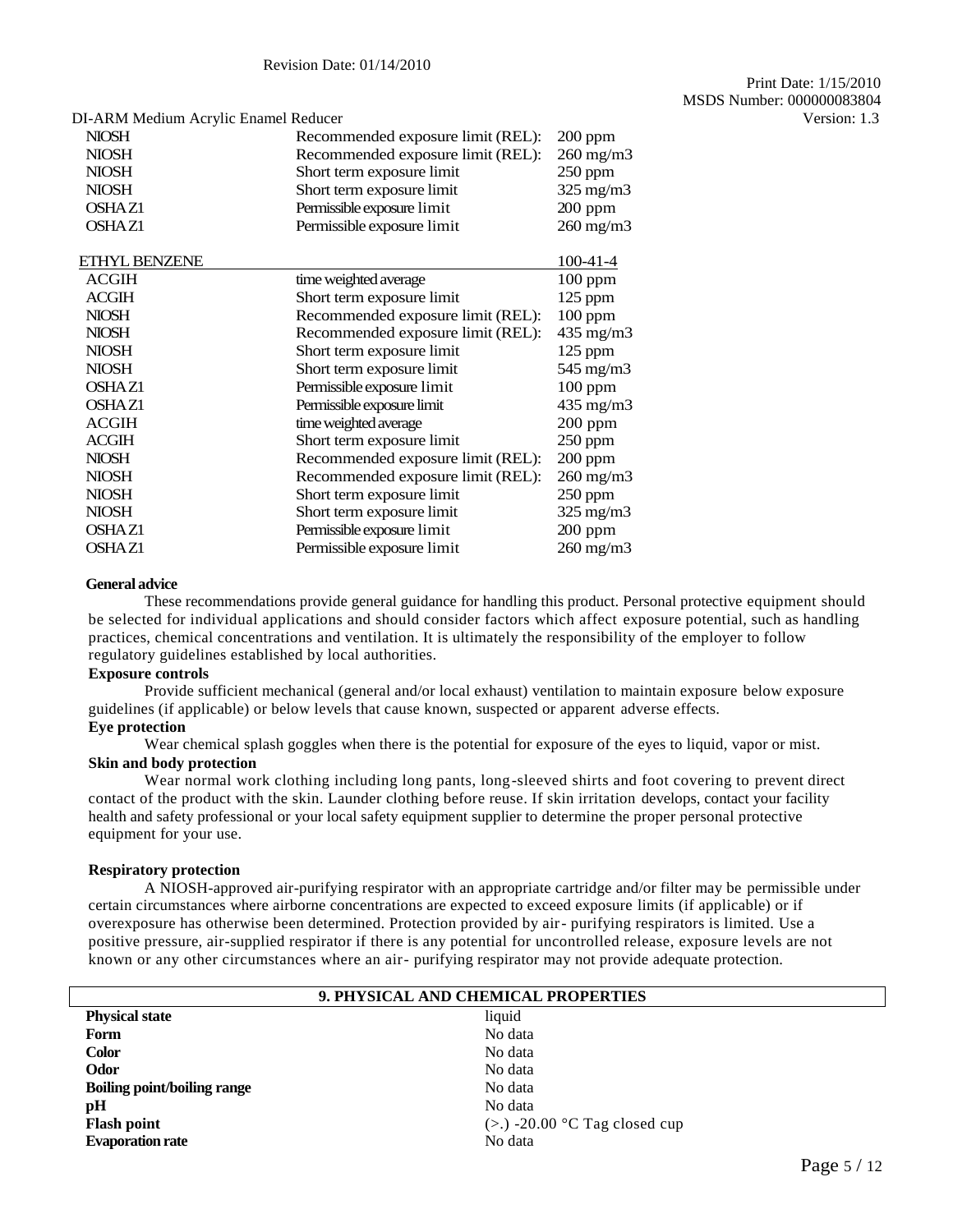| | | |
|---|---|---|
| NIOSH | Recommended exposure limit (REL): | 200 ppm |
| NIOSH | Recommended exposure limit (REL): | 260 mg/m3 |
| NIOSH | Short term exposure limit | 250 ppm |
| NIOSH | Short term exposure limit | 325 mg/m3 |
| OSHA Z1 | Permissible exposure limit | 200 ppm |
| OSHA Z1 | Permissible exposure limit | 260 mg/m3 |

| ETHYL BENZENE | | 100-41-4 |
|---|---|---|
| ACGIH | time weighted average | 100 ppm |
| ACGIH | Short term exposure limit | 125 ppm |
| NIOSH | Recommended exposure limit (REL): | 100 ppm |
| NIOSH | Recommended exposure limit (REL): | 435 mg/m3 |
| NIOSH | Short term exposure limit | 125 ppm |
| NIOSH | Short term exposure limit | 545 mg/m3 |
| OSHA Z1 | Permissible exposure limit | 100 ppm |
| OSHA Z1 | Permissible exposure limit | 435 mg/m3 |
| ACGIH | time weighted average | 200 ppm |
| ACGIH | Short term exposure limit | 250 ppm |
| NIOSH | Recommended exposure limit (REL): | 200 ppm |
| NIOSH | Recommended exposure limit (REL): | 260 mg/m3 |
| NIOSH | Short term exposure limit | 250 ppm |
| NIOSH | Short term exposure limit | 325 mg/m3 |
| OSHA Z1 | Permissible exposure limit | 200 ppm |
| OSHA Z1 | Permissible exposure limit | 260 mg/m3 |

**General advice**

These recommendations provide general guidance for handling this product. Personal protective equipment should be selected for individual applications and should consider factors which affect exposure potential, such as handling practices, chemical concentrations and ventilation. It is ultimately the responsibility of the employer to follow regulatory guidelines established by local authorities.

**Exposure controls**

Provide sufficient mechanical (general and/or local exhaust) ventilation to maintain exposure below exposure guidelines (if applicable) or below levels that cause known, suspected or apparent adverse effects.

**Eye protection**

Wear chemical splash goggles when there is the potential for exposure of the eyes to liquid, vapor or mist.

**Skin and body protection**

Wear normal work clothing including long pants, long-sleeved shirts and foot covering to prevent direct contact of the product with the skin. Launder clothing before reuse. If skin irritation develops, contact your facility health and safety professional or your local safety equipment supplier to determine the proper personal protective equipment for your use.

**Respiratory protection**

A NIOSH-approved air-purifying respirator with an appropriate cartridge and/or filter may be permissible under certain circumstances where airborne concentrations are expected to exceed exposure limits (if applicable) or if overexposure has otherwise been determined. Protection provided by air- purifying respirators is limited. Use a positive pressure, air-supplied respirator if there is any potential for uncontrolled release, exposure levels are not known or any other circumstances where an air- purifying respirator may not provide adequate protection.

## 9. PHYSICAL AND CHEMICAL PROPERTIES

| | |
|---|---|
| **Physical state** | liquid |
| **Form** | No data |
| **Color** | No data |
| **Odor** | No data |
| **Boiling point/boiling range** | No data |
| **pH** | No data |
| **Flash point** | (>.) -20.00 °C Tag closed cup |
| **Evaporation rate** | No data |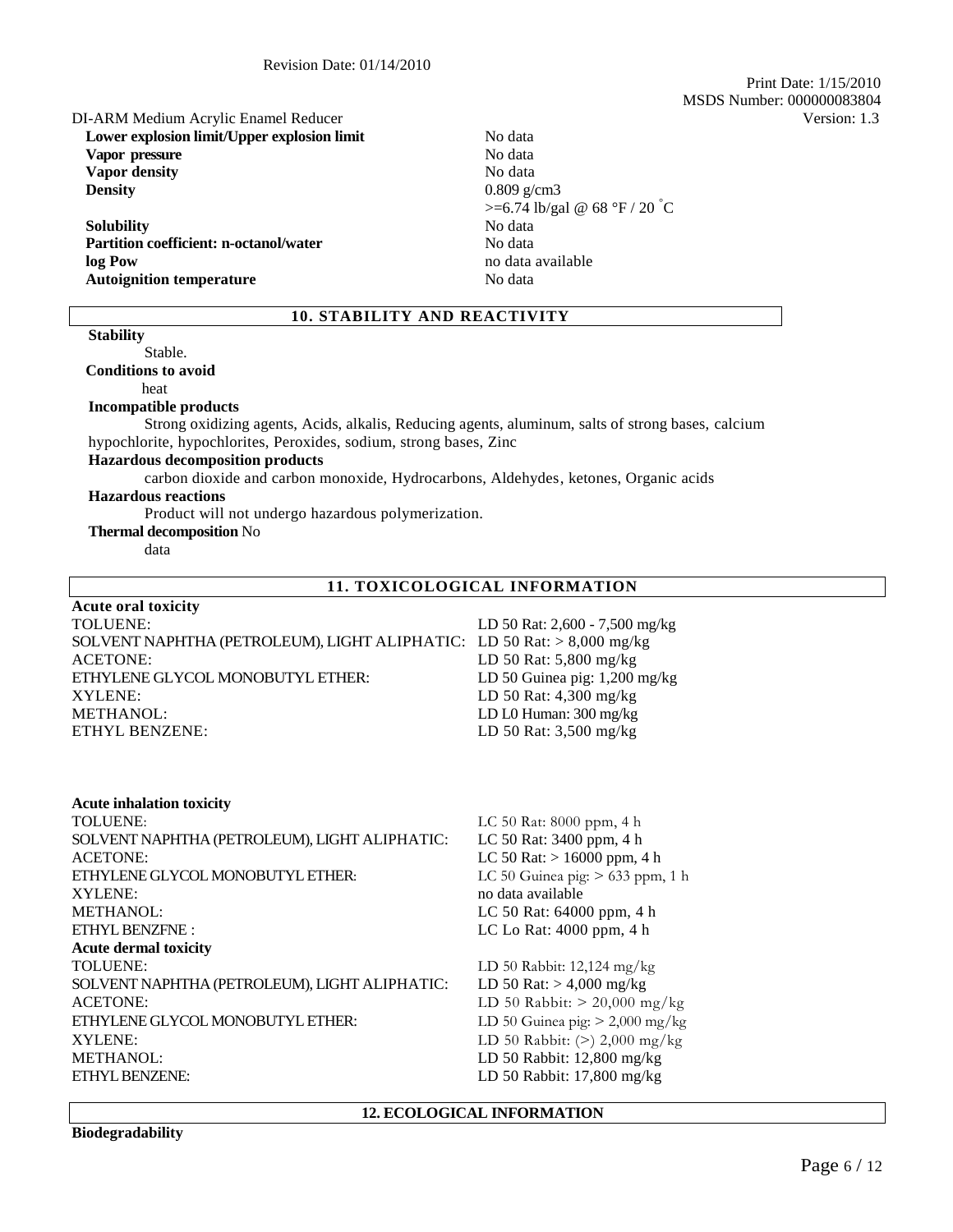DI-ARM Medium Acrylic Enamel Reducer

| | |
|---|---|
| **Lower explosion limit/Upper explosion limit** | No data |
| **Vapor pressure** | No data |
| **Vapor density** | No data |
| **Density** | 0.809 g/cm3<br>>=6.74 lb/gal @ 68 °F / 20 °C |
| **Solubility** | No data |
| **Partition coefficient: n-octanol/water** | No data |
| **log Pow** | no data available |
| **Autoignition temperature** | No data |

## 10. STABILITY AND REACTIVITY

**Stability**

Stable.

**Conditions to avoid**

heat

**Incompatible products**

Strong oxidizing agents, Acids, alkalis, Reducing agents, aluminum, salts of strong bases, calcium hypochlorite, hypochlorites, Peroxides, sodium, strong bases, Zinc

**Hazardous decomposition products**

carbon dioxide and carbon monoxide, Hydrocarbons, Aldehydes, ketones, Organic acids

**Hazardous reactions**

Product will not undergo hazardous polymerization.

**Thermal decomposition** No data

## 11. TOXICOLOGICAL INFORMATION

**Acute oral toxicity**

| | |
|---|---|
| TOLUENE: | LD 50 Rat: 2,600 - 7,500 mg/kg |
| SOLVENT NAPHTHA (PETROLEUM), LIGHT ALIPHATIC: | LD 50 Rat: > 8,000 mg/kg |
| ACETONE: | LD 50 Rat: 5,800 mg/kg |
| ETHYLENE GLYCOL MONOBUTYL ETHER: | LD 50 Guinea pig: 1,200 mg/kg |
| XYLENE: | LD 50 Rat: 4,300 mg/kg |
| METHANOL: | LD L0 Human: 300 mg/kg |
| ETHYL BENZENE: | LD 50 Rat: 3,500 mg/kg |

**Acute inhalation toxicity**

| | |
|---|---|
| TOLUENE: | LC 50 Rat: 8000 ppm, 4 h |
| SOLVENT NAPHTHA (PETROLEUM), LIGHT ALIPHATIC: | LC 50 Rat: 3400 ppm, 4 h |
| ACETONE: | LC 50 Rat: > 16000 ppm, 4 h |
| ETHYLENE GLYCOL MONOBUTYL ETHER: | LC 50 Guinea pig: > 633 ppm, 1 h |
| XYLENE: | no data available |
| METHANOL: | LC 50 Rat: 64000 ppm, 4 h |
| ETHYL BENZFNE : | LC Lo Rat: 4000 ppm, 4 h |

**Acute dermal toxicity**

| | |
|---|---|
| TOLUENE: | LD 50 Rabbit: 12,124 mg/kg |
| SOLVENT NAPHTHA (PETROLEUM), LIGHT ALIPHATIC: | LD 50 Rat: > 4,000 mg/kg |
| ACETONE: | LD 50 Rabbit: > 20,000 mg/kg |
| ETHYLENE GLYCOL MONOBUTYL ETHER: | LD 50 Guinea pig: > 2,000 mg/kg |
| XYLENE: | LD 50 Rabbit: (>) 2,000 mg/kg |
| METHANOL: | LD 50 Rabbit: 12,800 mg/kg |
| ETHYL BENZENE: | LD 50 Rabbit: 17,800 mg/kg |

## 12. ECOLOGICAL INFORMATION

**Biodegradability**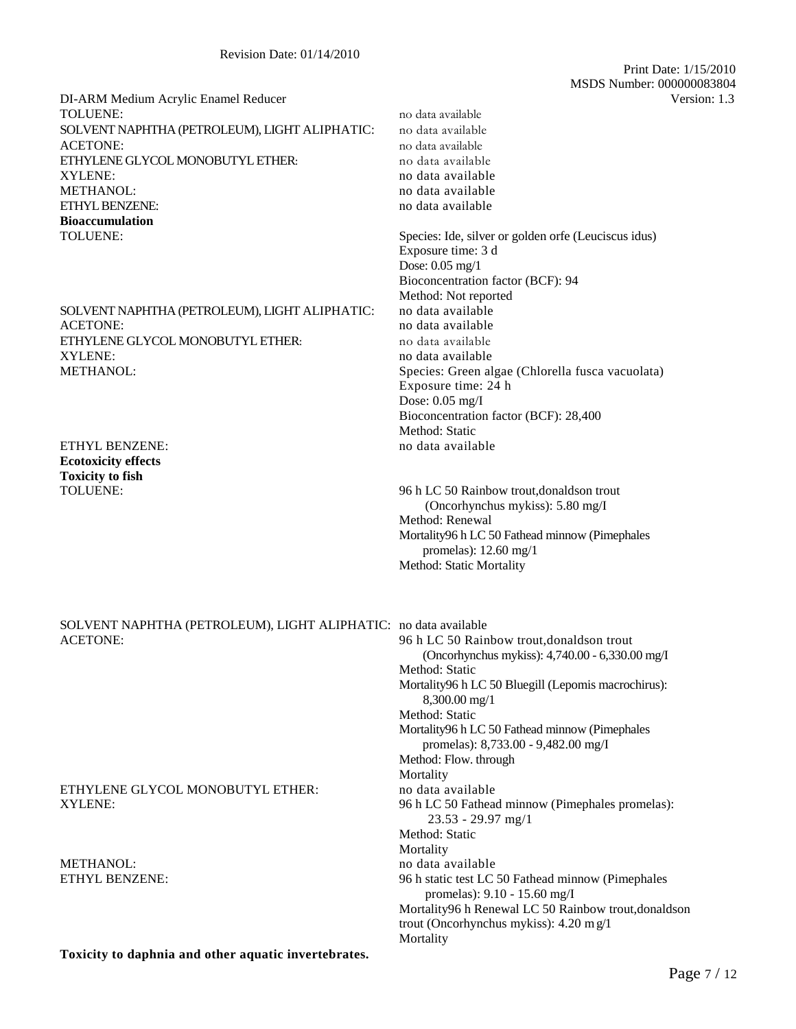DI-ARM Medium Acrylic Enamel Reducer

| | |
|---|---|
| TOLUENE: | no data available |
| SOLVENT NAPHTHA (PETROLEUM), LIGHT ALIPHATIC: | no data available |
| ACETONE: | no data available |
| ETHYLENE GLYCOL MONOBUTYL ETHER: | no data available |
| XYLENE: | no data available |
| METHANOL: | no data available |
| ETHYL BENZENE: | no data available |

**Bioaccumulation**

| | |
|---|---|
| TOLUENE: | Species: Ide, silver or golden orfe (Leuciscus idus)<br>Exposure time: 3 d<br>Dose: 0.05 mg/1<br>Bioconcentration factor (BCF): 94<br>Method: Not reported |
| SOLVENT NAPHTHA (PETROLEUM), LIGHT ALIPHATIC: | no data available |
| ACETONE: | no data available |
| ETHYLENE GLYCOL MONOBUTYL ETHER: | no data available |
| XYLENE: | no data available |
| METHANOL: | Species: Green algae (Chlorella fusca vacuolata)<br>Exposure time: 24 h<br>Dose: 0.05 mg/I<br>Bioconcentration factor (BCF): 28,400<br>Method: Static |
| ETHYL BENZENE: | no data available |

**Ecotoxicity effects**

**Toxicity to fish**

| | |
|---|---|
| TOLUENE: | 96 h LC 50 Rainbow trout,donaldson trout (Oncorhynchus mykiss): 5.80 mg/I<br>Method: Renewal<br>Mortality96 h LC 50 Fathead minnow (Pimephales promelas): 12.60 mg/1<br>Method: Static Mortality |
| SOLVENT NAPHTHA (PETROLEUM), LIGHT ALIPHATIC: | no data available |
| ACETONE: | 96 h LC 50 Rainbow trout,donaldson trout (Oncorhynchus mykiss): 4,740.00 - 6,330.00 mg/I<br>Method: Static<br>Mortality96 h LC 50 Bluegill (Lepomis macrochirus): 8,300.00 mg/1<br>Method: Static<br>Mortality96 h LC 50 Fathead minnow (Pimephales promelas): 8,733.00 - 9,482.00 mg/I<br>Method: Flow. through<br>Mortality |
| ETHYLENE GLYCOL MONOBUTYL ETHER: | no data available |
| XYLENE: | 96 h LC 50 Fathead minnow (Pimephales promelas): 23.53 - 29.97 mg/1<br>Method: Static<br>Mortality |
| METHANOL: | no data available |
| ETHYL BENZENE: | 96 h static test LC 50 Fathead minnow (Pimephales promelas): 9.10 - 15.60 mg/I<br>Mortality96 h Renewal LC 50 Rainbow trout,donaldson trout (Oncorhynchus mykiss): 4.20 m g/1<br>Mortality |

**Toxicity to daphnia and other aquatic invertebrates.**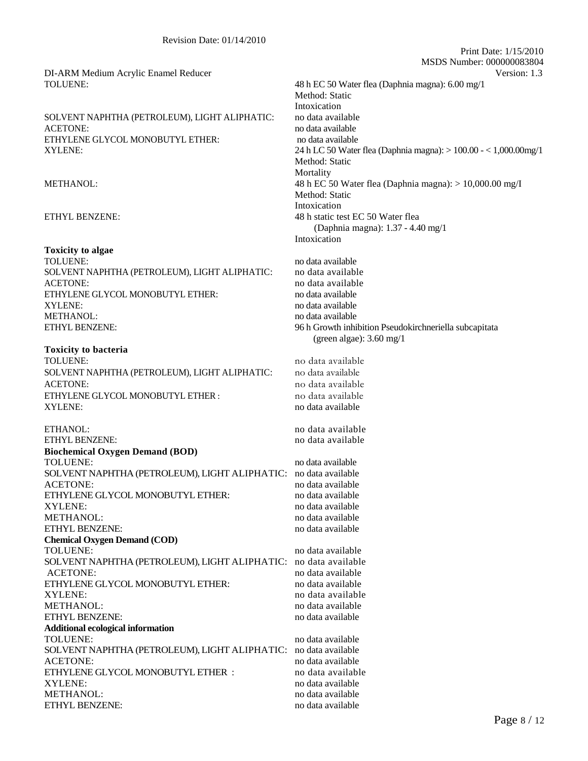DI-ARM Medium Acrylic Enamel Reducer

| | |
|---|---|
| TOLUENE: | 48 h EC 50 Water flea (Daphnia magna): 6.00 mg/1<br>Method: Static<br>Intoxication |
| SOLVENT NAPHTHA (PETROLEUM), LIGHT ALIPHATIC: | no data available |
| ACETONE: | no data available |
| ETHYLENE GLYCOL MONOBUTYL ETHER: | no data available |
| XYLENE: | 24 h LC 50 Water flea (Daphnia magna): > 100.00 - < 1,000.00mg/1<br>Method: Static<br>Mortality |
| METHANOL: | 48 h EC 50 Water flea (Daphnia magna): > 10,000.00 mg/I<br>Method: Static<br>Intoxication |
| ETHYL BENZENE: | 48 h static test EC 50 Water flea (Daphnia magna): 1.37 - 4.40 mg/1<br>Intoxication |

**Toxicity to algae**

| | |
|---|---|
| TOLUENE: | no data available |
| SOLVENT NAPHTHA (PETROLEUM), LIGHT ALIPHATIC: | no data available |
| ACETONE: | no data available |
| ETHYLENE GLYCOL MONOBUTYL ETHER: | no data available |
| XYLENE: | no data available |
| METHANOL: | no data available |
| ETHYL BENZENE: | 96 h Growth inhibition Pseudokirchneriella subcapitata (green algae): 3.60 mg/1 |

**Toxicity to bacteria**

| | |
|---|---|
| TOLUENE: | no data available |
| SOLVENT NAPHTHA (PETROLEUM), LIGHT ALIPHATIC: | no data available |
| ACETONE: | no data available |
| ETHYLENE GLYCOL MONOBUTYL ETHER : | no data available |
| XYLENE: | no data available |
| ETHANOL: | no data available |
| ETHYL BENZENE: | no data available |

**Biochemical Oxygen Demand (BOD)**

| | |
|---|---|
| TOLUENE: | no data available |
| SOLVENT NAPHTHA (PETROLEUM), LIGHT ALIPHATIC: | no data available |
| ACETONE: | no data available |
| ETHYLENE GLYCOL MONOBUTYL ETHER: | no data available |
| XYLENE: | no data available |
| METHANOL: | no data available |
| ETHYL BENZENE: | no data available |

**Chemical Oxygen Demand (COD)**

| | |
|---|---|
| TOLUENE: | no data available |
| SOLVENT NAPHTHA (PETROLEUM), LIGHT ALIPHATIC: | no data available |
| ACETONE: | no data available |
| ETHYLENE GLYCOL MONOBUTYL ETHER: | no data available |
| XYLENE: | no data available |
| METHANOL: | no data available |
| ETHYL BENZENE: | no data available |

**Additional ecological information**

| | |
|---|---|
| TOLUENE: | no data available |
| SOLVENT NAPHTHA (PETROLEUM), LIGHT ALIPHATIC: | no data available |
| ACETONE: | no data available |
| ETHYLENE GLYCOL MONOBUTYL ETHER : | no data available |
| XYLENE: | no data available |
| METHANOL: | no data available |
| ETHYL BENZENE: | no data available |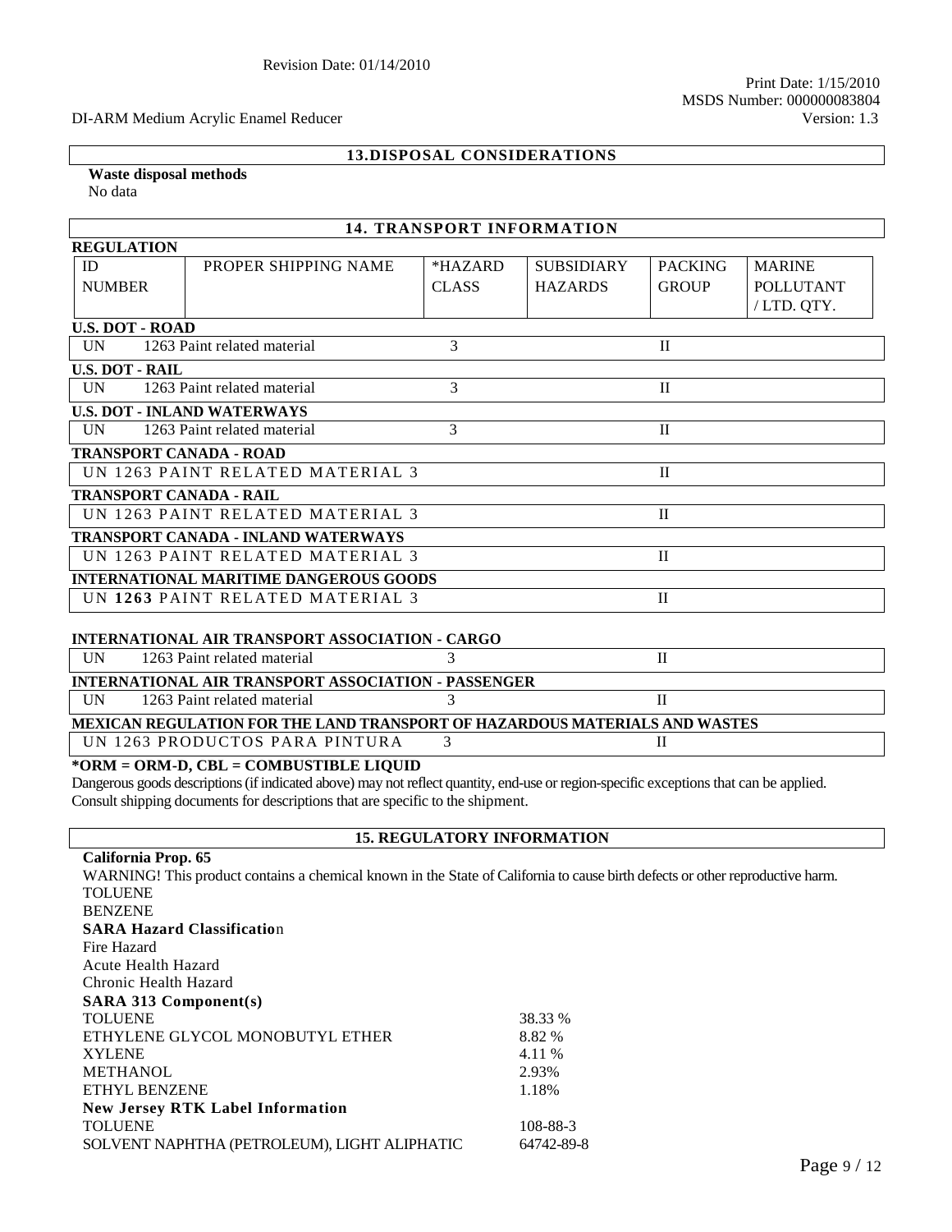## 13. DISPOSAL CONSIDERATIONS

**Waste disposal methods**

No data

## 14. TRANSPORT INFORMATION

**REGULATION**

| ID NUMBER | PROPER SHIPPING NAME | *HAZARD CLASS | SUBSIDIARY HAZARDS | PACKING GROUP | MARINE POLLUTANT / LTD. QTY. |
|---|---|---|---|---|---|
| **U.S. DOT - ROAD** | | | | | |
| UN 1263 | Paint related material | 3 | | II | |
| **U.S. DOT - RAIL** | | | | | |
| UN 1263 | Paint related material | 3 | | II | |
| **U.S. DOT - INLAND WATERWAYS** | | | | | |
| UN 1263 | Paint related material | 3 | | II | |
| **TRANSPORT CANADA - ROAD** | | | | | |
| UN 1263 PAINT RELATED MATERIAL 3 | | | | II | |
| **TRANSPORT CANADA - RAIL** | | | | | |
| UN 1263 PAINT RELATED MATERIAL 3 | | | | II | |
| **TRANSPORT CANADA - INLAND WATERWAYS** | | | | | |
| UN 1263 PAINT RELATED MATERIAL 3 | | | | II | |
| **INTERNATIONAL MARITIME DANGEROUS GOODS** | | | | | |
| UN **1263** PAINT RELATED MATERIAL 3 | | | | II | |
| **INTERNATIONAL AIR TRANSPORT ASSOCIATION - CARGO** | | | | | |
| UN 1263 | Paint related material | 3 | | II | |
| **INTERNATIONAL AIR TRANSPORT ASSOCIATION - PASSENGER** | | | | | |
| UN 1263 | Paint related material | 3 | | II | |
| **MEXICAN REGULATION FOR THE LAND TRANSPORT OF HAZARDOUS MATERIALS AND WASTES** | | | | | |
| UN 1263 PRODUCTOS PARA PINTURA | | 3 | | II | |

***ORM = ORM-D, CBL = COMBUSTIBLE LIQUID**

Dangerous goods descriptions (if indicated above) may not reflect quantity, end-use or region-specific exceptions that can be applied. Consult shipping documents for descriptions that are specific to the shipment.

## 15. REGULATORY INFORMATION

**California Prop. 65**

WARNING! This product contains a chemical known in the State of California to cause birth defects or other reproductive harm.

TOLUENE

BENZENE

**SARA Hazard Classification**

Fire Hazard

Acute Health Hazard

Chronic Health Hazard

**SARA 313 Component(s)**

| | |
|---|---|
| TOLUENE | 38.33 % |
| ETHYLENE GLYCOL MONOBUTYL ETHER | 8.82 % |
| XYLENE | 4.11 % |
| METHANOL | 2.93% |
| ETHYL BENZENE | 1.18% |

**New Jersey RTK Label Information**

| | |
|---|---|
| TOLUENE | 108-88-3 |
| SOLVENT NAPHTHA (PETROLEUM), LIGHT ALIPHATIC | 64742-89-8 |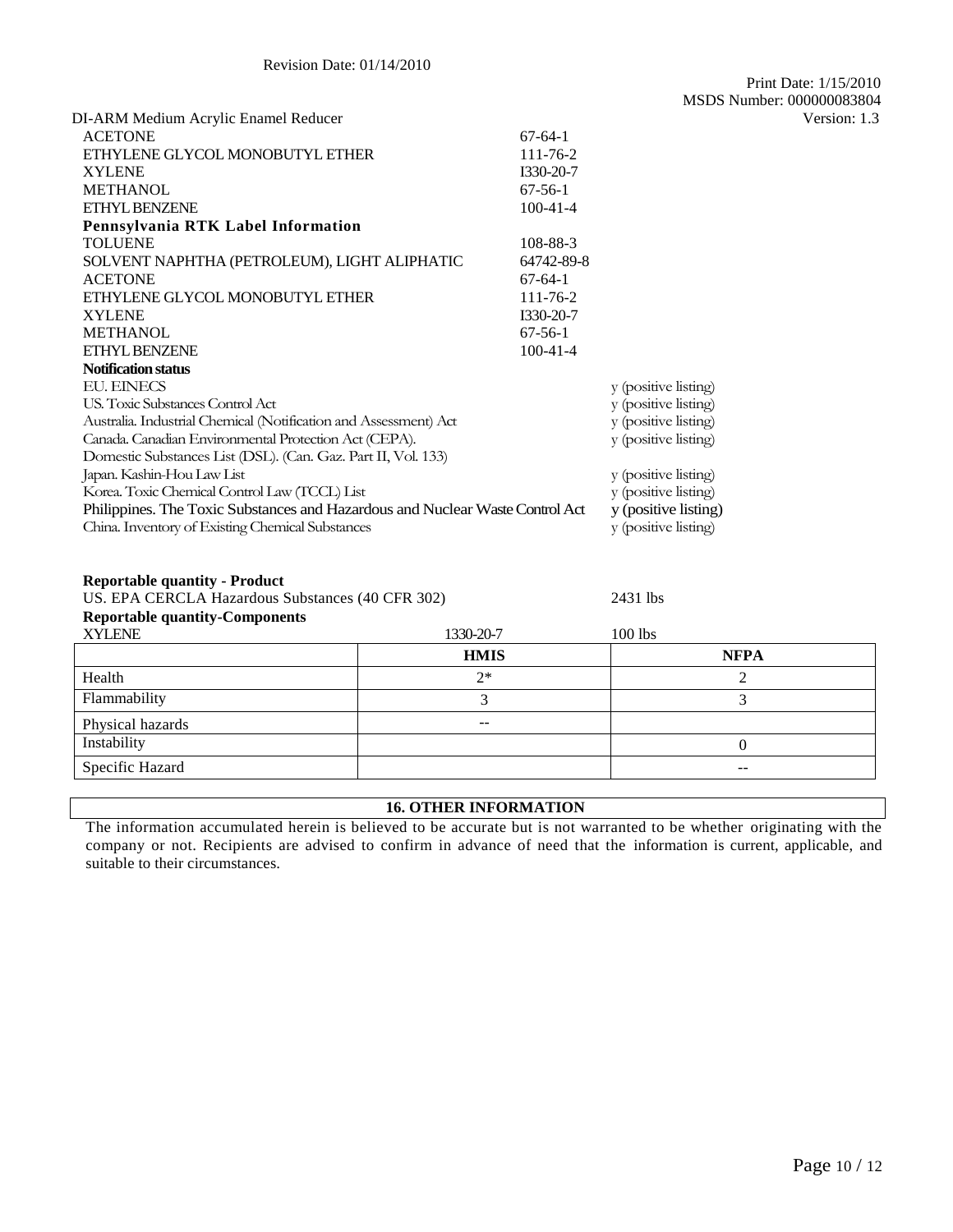DI-ARM Medium Acrylic Enamel Reducer

| | |
|---|---|
| ACETONE | 67-64-1 |
| ETHYLENE GLYCOL MONOBUTYL ETHER | 111-76-2 |
| XYLENE | I330-20-7 |
| METHANOL | 67-56-1 |
| ETHYL BENZENE | 100-41-4 |

**Pennsylvania RTK Label Information**

| | |
|---|---|
| TOLUENE | 108-88-3 |
| SOLVENT NAPHTHA (PETROLEUM), LIGHT ALIPHATIC | 64742-89-8 |
| ACETONE | 67-64-1 |
| ETHYLENE GLYCOL MONOBUTYL ETHER | 111-76-2 |
| XYLENE | I330-20-7 |
| METHANOL | 67-56-1 |
| ETHYL BENZENE | 100-41-4 |

**Notification status**

| | |
|---|---|
| EU. EINECS | y (positive listing) |
| US. Toxic Substances Control Act | y (positive listing) |
| Australia. Industrial Chemical (Notification and Assessment) Act | y (positive listing) |
| Canada. Canadian Environmental Protection Act (CEPA). Domestic Substances List (DSL). (Can. Gaz. Part II, Vol. 133) | y (positive listing) |
| Japan. Kashin-Hou Law List | y (positive listing) |
| Korea. Toxic Chemical Control Law (TCCL) List | y (positive listing) |
| Philippines. The Toxic Substances and Hazardous and Nuclear Waste Control Act | y (positive listing) |
| China. Inventory of Existing Chemical Substances | y (positive listing) |

**Reportable quantity - Product**

US. EPA CERCLA Hazardous Substances (40 CFR 302) 2431 lbs

**Reportable quantity-Components**

XYLENE 1330-20-7 100 lbs

| | HMIS | NFPA |
|---|---|---|
| Health | 2* | 2 |
| Flammability | 3 | 3 |
| Physical hazards | -- | |
| Instability | | 0 |
| Specific Hazard | | -- |

## 16. OTHER INFORMATION

The information accumulated herein is believed to be accurate but is not warranted to be whether originating with the company or not. Recipients are advised to confirm in advance of need that the information is current, applicable, and suitable to their circumstances.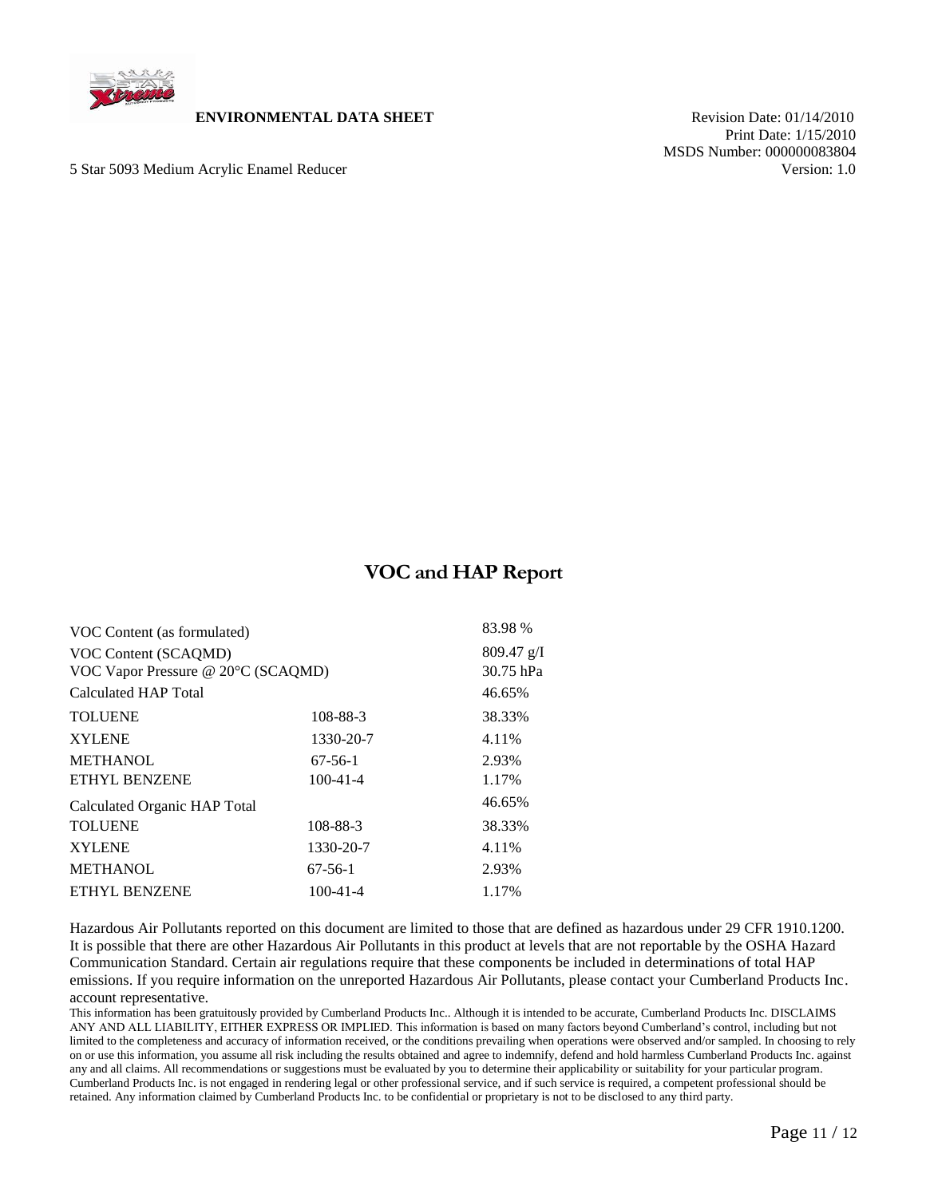**ENVIRONMENTAL DATA SHEET**

Revision Date: 01/14/2010
Print Date: 1/15/2010
MSDS Number: 000000083804
Version: 1.0

5 Star 5093 Medium Acrylic Enamel Reducer

## VOC and HAP Report

| | | |
|---|---|---|
| VOC Content (as formulated) | | 83.98 % |
| VOC Content (SCAQMD) | | 809.47 g/I |
| VOC Vapor Pressure @ 20°C (SCAQMD) | | 30.75 hPa |
| Calculated HAP Total | | 46.65% |
| TOLUENE | 108-88-3 | 38.33% |
| XYLENE | 1330-20-7 | 4.11% |
| METHANOL | 67-56-1 | 2.93% |
| ETHYL BENZENE | 100-41-4 | 1.17% |
| Calculated Organic HAP Total | | 46.65% |
| TOLUENE | 108-88-3 | 38.33% |
| XYLENE | 1330-20-7 | 4.11% |
| METHANOL | 67-56-1 | 2.93% |
| ETHYL BENZENE | 100-41-4 | 1.17% |

Hazardous Air Pollutants reported on this document are limited to those that are defined as hazardous under 29 CFR 1910.1200. It is possible that there are other Hazardous Air Pollutants in this product at levels that are not reportable by the OSHA Hazard Communication Standard. Certain air regulations require that these components be included in determinations of total HAP emissions. If you require information on the unreported Hazardous Air Pollutants, please contact your Cumberland Products Inc. account representative.

This information has been gratuitously provided by Cumberland Products Inc.. Although it is intended to be accurate, Cumberland Products Inc. DISCLAIMS ANY AND ALL LIABILITY, EITHER EXPRESS OR IMPLIED. This information is based on many factors beyond Cumberland's control, including but not limited to the completeness and accuracy of information received, or the conditions prevailing when operations were observed and/or sampled. In choosing to rely on or use this information, you assume all risk including the results obtained and agree to indemnify, defend and hold harmless Cumberland Products Inc. against any and all claims. All recommendations or suggestions must be evaluated by you to determine their applicability or suitability for your particular program. Cumberland Products Inc. is not engaged in rendering legal or other professional service, and if such service is required, a competent professional should be retained. Any information claimed by Cumberland Products Inc. to be confidential or proprietary is not to be disclosed to any third party.